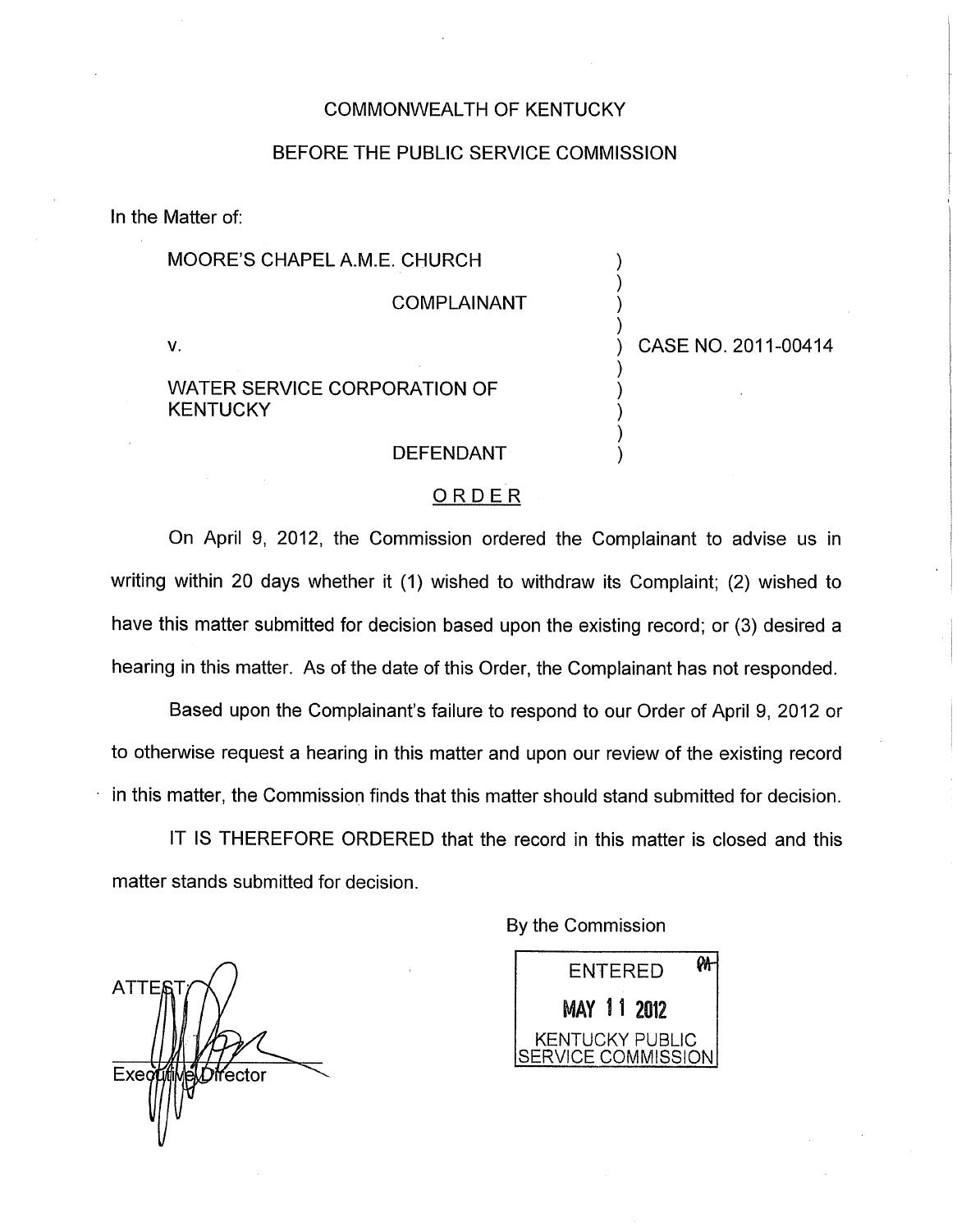COMMONWEALTH OF KENTUCKY

BEFORE THE PUBLIC SERVICE COMMISSION

In the Matter of:

| | | |
|---|---|---|
| MOORE'S CHAPEL A.M.E. CHURCH | ) | |
| COMPLAINANT | ) | |
| V. | ) | CASE NO. 2011-00414 |
| WATER SERVICE CORPORATION OF KENTUCKY | ) | |
| DEFENDANT | ) | |

ORDER

On April 9, 2012, the Commission ordered the Complainant to advise us in writing within 20 days whether it (1) wished to withdraw its Complaint; (2) wished to have this matter submitted for decision based upon the existing record; or (3) desired a hearing in this matter. As of the date of this Order, the Complainant has not responded.

Based upon the Complainant's failure to respond to our Order of April 9, 2012 or to otherwise request a hearing in this matter and upon our review of the existing record in this matter, the Commission finds that this matter should stand submitted for decision.

IT IS THEREFORE ORDERED that the record in this matter is closed and this matter stands submitted for decision.

By the Commission

ENTERED
MAY 11 2012
KENTUCKY PUBLIC SERVICE COMMISSION

ATTEST:

Executive Director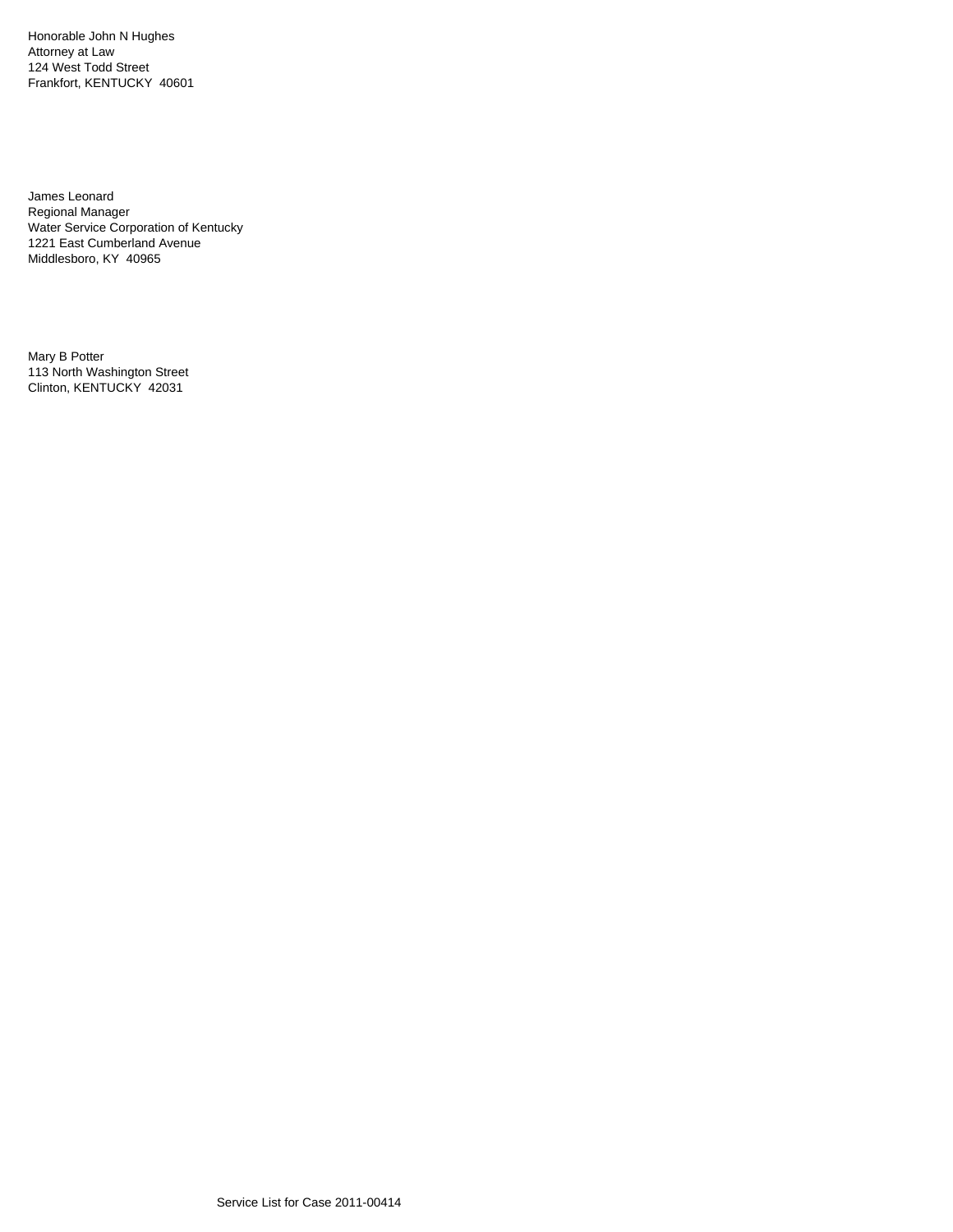Honorable John N Hughes
Attorney at Law
124 West Todd Street
Frankfort, KENTUCKY 40601

James Leonard
Regional Manager
Water Service Corporation of Kentucky
1221 East Cumberland Avenue
Middlesboro, KY 40965

Mary B Potter
113 North Washington Street
Clinton, KENTUCKY 42031

Service List for Case 2011-00414